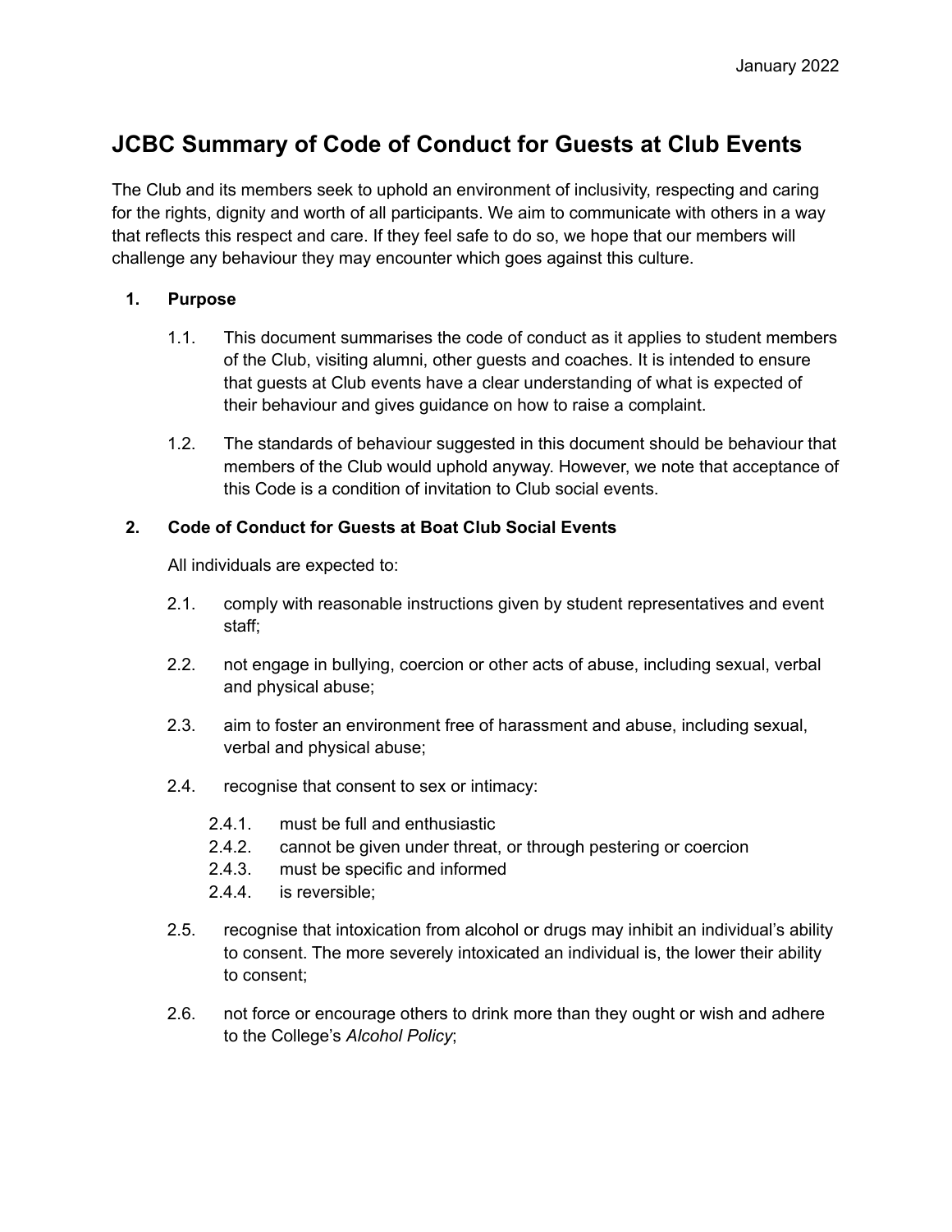January 2022

# JCBC Summary of Code of Conduct for Guests at Club Events

The Club and its members seek to uphold an environment of inclusivity, respecting and caring for the rights, dignity and worth of all participants. We aim to communicate with others in a way that reflects this respect and care. If they feel safe to do so, we hope that our members will challenge any behaviour they may encounter which goes against this culture.

**1. Purpose**

1.1. This document summarises the code of conduct as it applies to student members of the Club, visiting alumni, other guests and coaches. It is intended to ensure that guests at Club events have a clear understanding of what is expected of their behaviour and gives guidance on how to raise a complaint.

1.2. The standards of behaviour suggested in this document should be behaviour that members of the Club would uphold anyway. However, we note that acceptance of this Code is a condition of invitation to Club social events.

**2. Code of Conduct for Guests at Boat Club Social Events**

All individuals are expected to:

2.1. comply with reasonable instructions given by student representatives and event staff;

2.2. not engage in bullying, coercion or other acts of abuse, including sexual, verbal and physical abuse;

2.3. aim to foster an environment free of harassment and abuse, including sexual, verbal and physical abuse;

2.4. recognise that consent to sex or intimacy:

- 2.4.1. must be full and enthusiastic
- 2.4.2. cannot be given under threat, or through pestering or coercion
- 2.4.3. must be specific and informed
- 2.4.4. is reversible;

2.5. recognise that intoxication from alcohol or drugs may inhibit an individual's ability to consent. The more severely intoxicated an individual is, the lower their ability to consent;

2.6. not force or encourage others to drink more than they ought or wish and adhere to the College's *Alcohol Policy*;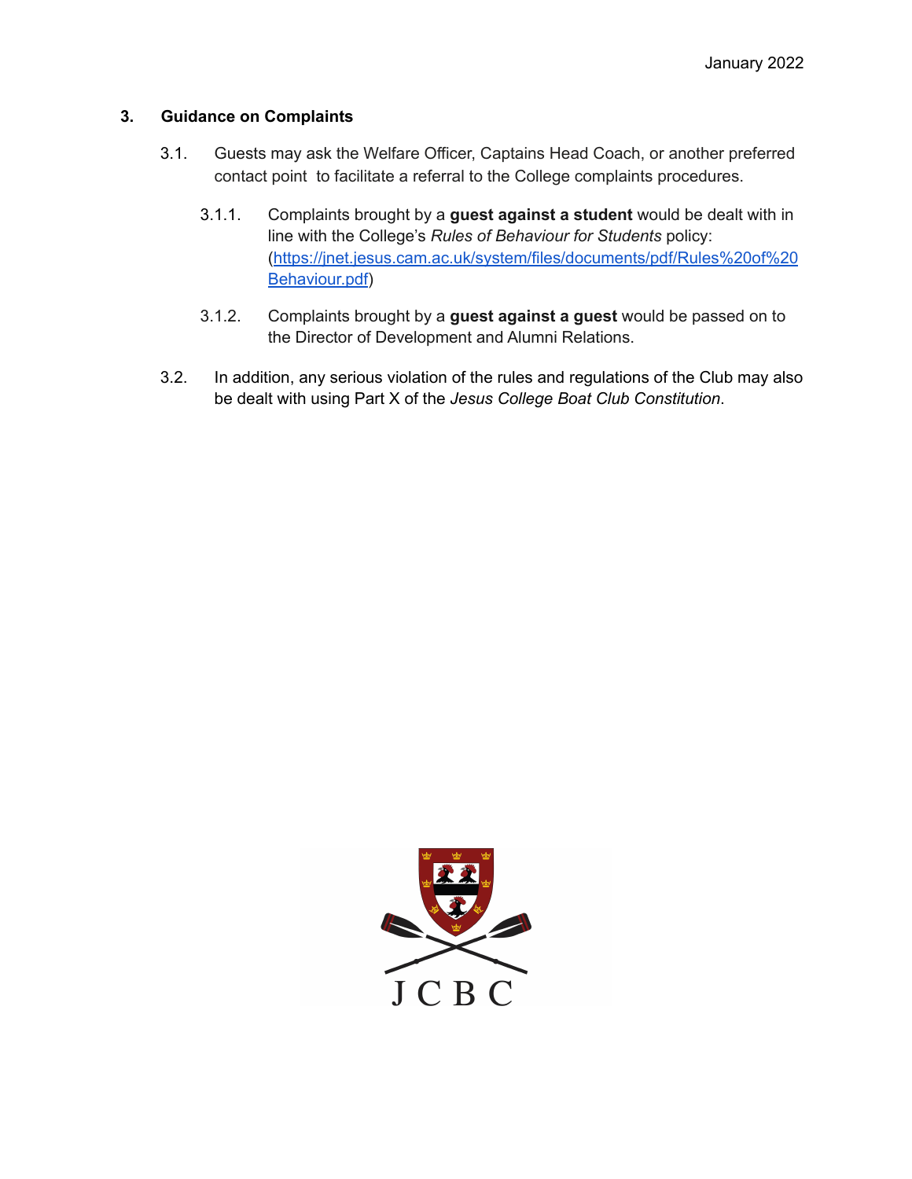January 2022

### 3. Guidance on Complaints

3.1. Guests may ask the Welfare Officer, Captains Head Coach, or another preferred contact point to facilitate a referral to the College complaints procedures.

3.1.1. Complaints brought by a **guest against a student** would be dealt with in line with the College's *Rules of Behaviour for Students* policy: ([https://jnet.jesus.cam.ac.uk/system/files/documents/pdf/Rules%20of%20Behaviour.pdf](https://jnet.jesus.cam.ac.uk/system/files/documents/pdf/Rules%20of%20Behaviour.pdf))

3.1.2. Complaints brought by a **guest against a guest** would be passed on to the Director of Development and Alumni Relations.

3.2. In addition, any serious violation of the rules and regulations of the Club may also be dealt with using Part X of the *Jesus College Boat Club Constitution*.

J C B C